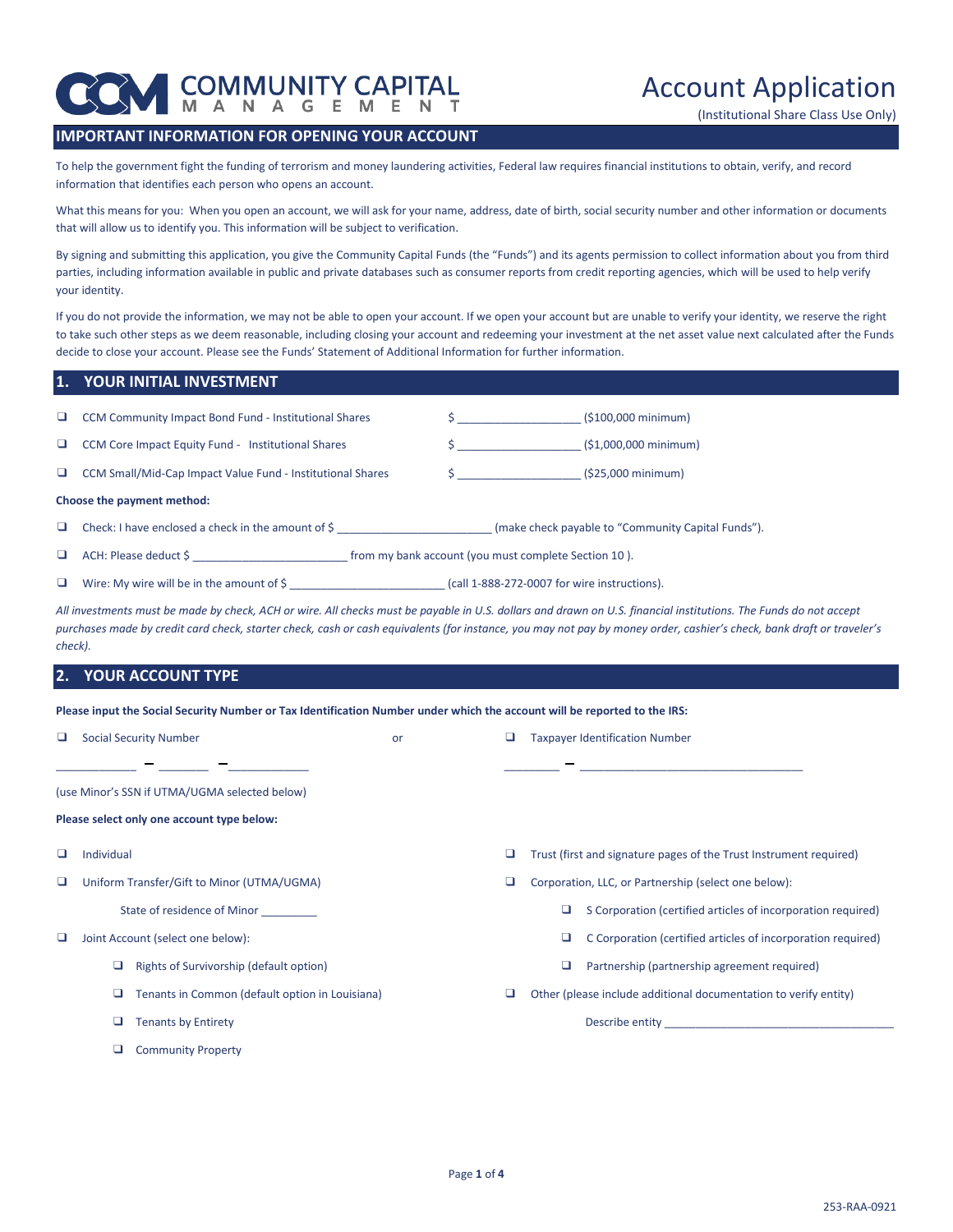# COMMUNITY CAPITAL MANAGEMENT

# Account Application

(Institutional Share Class Use Only)

## IMPORTANT INFORMATION FOR OPENING YOUR ACCOUNT

To help the government fight the funding of terrorism and money laundering activities, Federal law requires financial institutions to obtain, verify, and record information that identifies each person who opens an account.

What this means for you: When you open an account, we will ask for your name, address, date of birth, social security number and other information or documents that will allow us to identify you. This information will be subject to verification.

By signing and submitting this application, you give the Community Capital Funds (the "Funds") and its agents permission to collect information about you from third parties, including information available in public and private databases such as consumer reports from credit reporting agencies, which will be used to help verify your identity.

If you do not provide the information, we may not be able to open your account. If we open your account but are unable to verify your identity, we reserve the right to take such other steps as we deem reasonable, including closing your account and redeeming your investment at the net asset value next calculated after the Funds decide to close your account. Please see the Funds' Statement of Additional Information for further information.

## 1. YOUR INITIAL INVESTMENT

- ❑ CCM Community Impact Bond Fund - Institutional Shares $ ___________________ ($100,000 minimum)
- ❑ CCM Core Impact Equity Fund - Institutional Shares $ ___________________ ($1,000,000 minimum)
- ❑ CCM Small/Mid-Cap Impact Value Fund - Institutional Shares $ ___________________ ($25,000 minimum)

**Choose the payment method:**

- ❑ Check: I have enclosed a check in the amount of $ ________________________ (make check payable to "Community Capital Funds").
- ❑ ACH: Please deduct $ ________________________ from my bank account (you must complete Section 10 ).
- ❑ Wire: My wire will be in the amount of $ ________________________ (call 1-888-272-0007 for wire instructions).

*All investments must be made by check, ACH or wire. All checks must be payable in U.S. dollars and drawn on U.S. financial institutions. The Funds do not accept purchases made by credit card check, starter check, cash or cash equivalents (for instance, you may not pay by money order, cashier's check, bank draft or traveler's check).*

## 2. YOUR ACCOUNT TYPE

**Please input the Social Security Number or Tax Identification Number under which the account will be reported to the IRS:**

❑ Social Security Number or ❑ Taxpayer Identification Number

____________ – ________ – ____________ ________ – ___________________________________

(use Minor's SSN if UTMA/UGMA selected below)

**Please select only one account type below:**

- ❑ Individual
- ❑ Uniform Transfer/Gift to Minor (UTMA/UGMA)
  - State of residence of Minor _________
- ❑ Joint Account (select one below):
  - ❑ Rights of Survivorship (default option)
  - ❑ Tenants in Common (default option in Louisiana)
  - ❑ Tenants by Entirety
  - ❑ Community Property
- ❑ Trust (first and signature pages of the Trust Instrument required)
- ❑ Corporation, LLC, or Partnership (select one below):
  - ❑ S Corporation (certified articles of incorporation required)
  - ❑ C Corporation (certified articles of incorporation required)
  - ❑ Partnership (partnership agreement required)
- ❑ Other (please include additional documentation to verify entity)
  - Describe entity ____________________________________

253-RAA-0921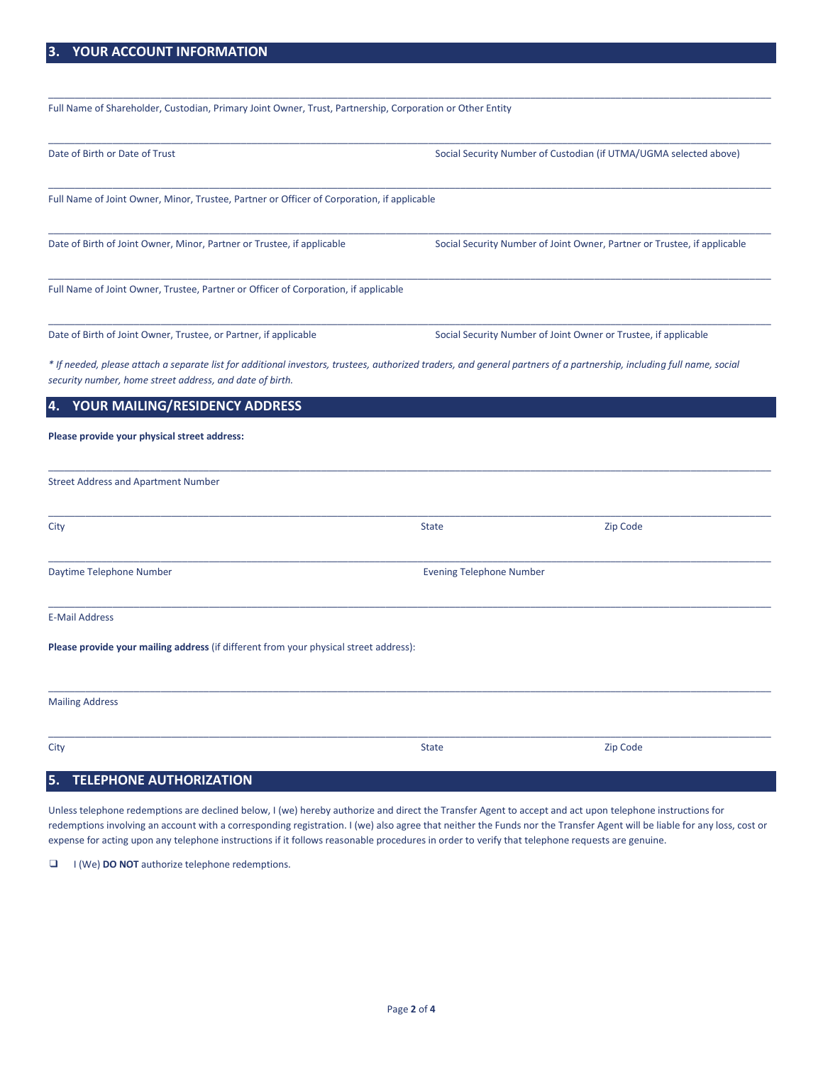## 3. YOUR ACCOUNT INFORMATION

\_\_\_\_\_\_\_\_\_\_\_\_\_\_\_\_\_\_\_\_\_\_\_\_\_\_\_\_\_\_\_\_\_\_\_\_\_\_\_\_\_\_\_\_\_\_\_\_

Full Name of Shareholder, Custodian, Primary Joint Owner, Trust, Partnership, Corporation or Other Entity

\_\_\_\_\_\_\_\_\_\_\_\_\_\_\_\_\_\_\_\_\_\_\_\_\_\_\_\_\_\_\_\_\_\_\_\_\_\_\_\_\_\_\_\_\_\_\_\_

Date of Birth or Date of Trust — Social Security Number of Custodian (if UTMA/UGMA selected above)

\_\_\_\_\_\_\_\_\_\_\_\_\_\_\_\_\_\_\_\_\_\_\_\_\_\_\_\_\_\_\_\_\_\_\_\_\_\_\_\_\_\_\_\_\_\_\_\_

Full Name of Joint Owner, Minor, Trustee, Partner or Officer of Corporation, if applicable

\_\_\_\_\_\_\_\_\_\_\_\_\_\_\_\_\_\_\_\_\_\_\_\_\_\_\_\_\_\_\_\_\_\_\_\_\_\_\_\_\_\_\_\_\_\_\_\_

Date of Birth of Joint Owner, Minor, Partner or Trustee, if applicable — Social Security Number of Joint Owner, Partner or Trustee, if applicable

\_\_\_\_\_\_\_\_\_\_\_\_\_\_\_\_\_\_\_\_\_\_\_\_\_\_\_\_\_\_\_\_\_\_\_\_\_\_\_\_\_\_\_\_\_\_\_\_

Full Name of Joint Owner, Trustee, Partner or Officer of Corporation, if applicable

\_\_\_\_\_\_\_\_\_\_\_\_\_\_\_\_\_\_\_\_\_\_\_\_\_\_\_\_\_\_\_\_\_\_\_\_\_\_\_\_\_\_\_\_\_\_\_\_

Date of Birth of Joint Owner, Trustee, or Partner, if applicable — Social Security Number of Joint Owner or Trustee, if applicable

*\* If needed, please attach a separate list for additional investors, trustees, authorized traders, and general partners of a partnership, including full name, social security number, home street address, and date of birth.*

## 4. YOUR MAILING/RESIDENCY ADDRESS

**Please provide your physical street address:**

\_\_\_\_\_\_\_\_\_\_\_\_\_\_\_\_\_\_\_\_\_\_\_\_\_\_\_\_\_\_\_\_\_\_\_\_\_\_\_\_\_\_\_\_\_\_\_\_

Street Address and Apartment Number

\_\_\_\_\_\_\_\_\_\_\_\_\_\_\_\_\_\_\_\_\_\_\_\_\_\_\_\_\_\_\_\_\_\_\_\_\_\_\_\_\_\_\_\_\_\_\_\_

City — State — Zip Code

\_\_\_\_\_\_\_\_\_\_\_\_\_\_\_\_\_\_\_\_\_\_\_\_\_\_\_\_\_\_\_\_\_\_\_\_\_\_\_\_\_\_\_\_\_\_\_\_

Daytime Telephone Number — Evening Telephone Number

\_\_\_\_\_\_\_\_\_\_\_\_\_\_\_\_\_\_\_\_\_\_\_\_\_\_\_\_\_\_\_\_\_\_\_\_\_\_\_\_\_\_\_\_\_\_\_\_

E-Mail Address

**Please provide your mailing address** (if different from your physical street address):

\_\_\_\_\_\_\_\_\_\_\_\_\_\_\_\_\_\_\_\_\_\_\_\_\_\_\_\_\_\_\_\_\_\_\_\_\_\_\_\_\_\_\_\_\_\_\_\_

Mailing Address

\_\_\_\_\_\_\_\_\_\_\_\_\_\_\_\_\_\_\_\_\_\_\_\_\_\_\_\_\_\_\_\_\_\_\_\_\_\_\_\_\_\_\_\_\_\_\_\_

City — State — Zip Code

## 5. TELEPHONE AUTHORIZATION

Unless telephone redemptions are declined below, I (we) hereby authorize and direct the Transfer Agent to accept and act upon telephone instructions for redemptions involving an account with a corresponding registration. I (we) also agree that neither the Funds nor the Transfer Agent will be liable for any loss, cost or expense for acting upon any telephone instructions if it follows reasonable procedures in order to verify that telephone requests are genuine.

☐ I (We) **DO NOT** authorize telephone redemptions.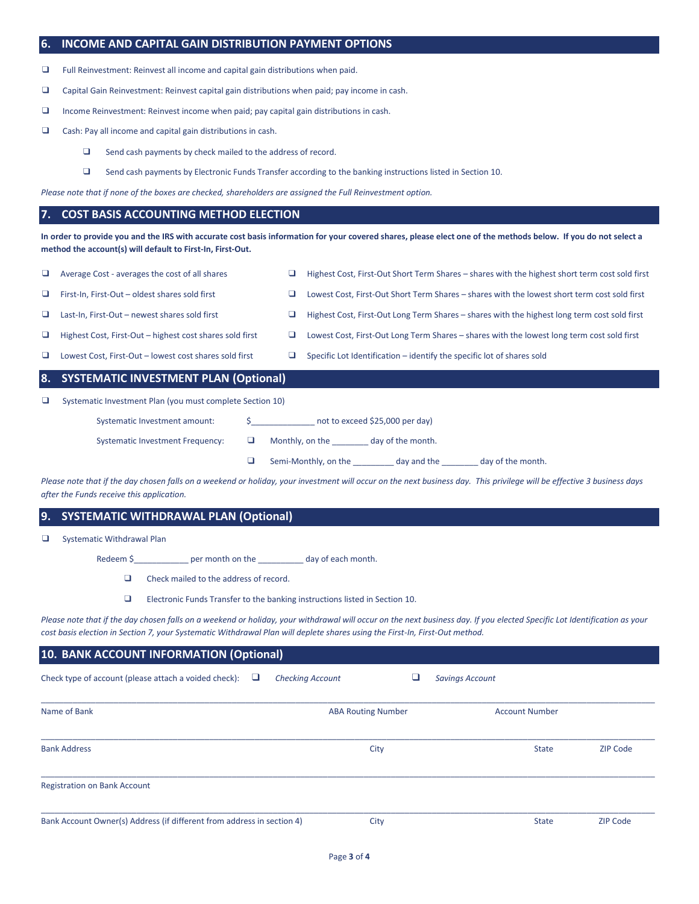## 6. INCOME AND CAPITAL GAIN DISTRIBUTION PAYMENT OPTIONS

- ❑ Full Reinvestment: Reinvest all income and capital gain distributions when paid.
- ❑ Capital Gain Reinvestment: Reinvest capital gain distributions when paid; pay income in cash.
- ❑ Income Reinvestment: Reinvest income when paid; pay capital gain distributions in cash.
- ❑ Cash: Pay all income and capital gain distributions in cash.
  - ❑ Send cash payments by check mailed to the address of record.
  - ❑ Send cash payments by Electronic Funds Transfer according to the banking instructions listed in Section 10.

*Please note that if none of the boxes are checked, shareholders are assigned the Full Reinvestment option.*

## 7. COST BASIS ACCOUNTING METHOD ELECTION

**In order to provide you and the IRS with accurate cost basis information for your covered shares, please elect one of the methods below. If you do not select a method the account(s) will default to First-In, First-Out.**

- ❑ Average Cost - averages the cost of all shares
- ❑ First-In, First-Out – oldest shares sold first
- ❑ Last-In, First-Out – newest shares sold first
- ❑ Highest Cost, First-Out – highest cost shares sold first
- ❑ Lowest Cost, First-Out – lowest cost shares sold first
- ❑ Highest Cost, First-Out Short Term Shares – shares with the highest short term cost sold first
- ❑ Lowest Cost, First-Out Short Term Shares – shares with the lowest short term cost sold first
- ❑ Highest Cost, First-Out Long Term Shares – shares with the highest long term cost sold first
- ❑ Lowest Cost, First-Out Long Term Shares – shares with the lowest long term cost sold first
- ❑ Specific Lot Identification – identify the specific lot of shares sold

## 8. SYSTEMATIC INVESTMENT PLAN (Optional)

❑ Systematic Investment Plan (you must complete Section 10)

Systematic Investment amount: $______________ not to exceed $25,000 per day)

Systematic Investment Frequency:
- ❑ Monthly, on the ________ day of the month.
- ❑ Semi-Monthly, on the _________ day and the ________ day of the month.

*Please note that if the day chosen falls on a weekend or holiday, your investment will occur on the next business day. This privilege will be effective 3 business days after the Funds receive this application.*

## 9. SYSTEMATIC WITHDRAWAL PLAN (Optional)

❑ Systematic Withdrawal Plan

Redeem $____________ per month on the __________ day of each month.

- ❑ Check mailed to the address of record.
- ❑ Electronic Funds Transfer to the banking instructions listed in Section 10.

*Please note that if the day chosen falls on a weekend or holiday, your withdrawal will occur on the next business day. If you elected Specific Lot Identification as your cost basis election in Section 7, your Systematic Withdrawal Plan will deplete shares using the First-In, First-Out method.*

## 10. BANK ACCOUNT INFORMATION (Optional)

Check type of account (please attach a voided check): ❑ *Checking Account* ❑ *Savings Account*

_____________________________________________________________________________

Name of Bank | ABA Routing Number | Account Number

_____________________________________________________________________________

Bank Address | City | State | ZIP Code

_____________________________________________________________________________

Registration on Bank Account

_____________________________________________________________________________

Bank Account Owner(s) Address (if different from address in section 4) | City | State | ZIP Code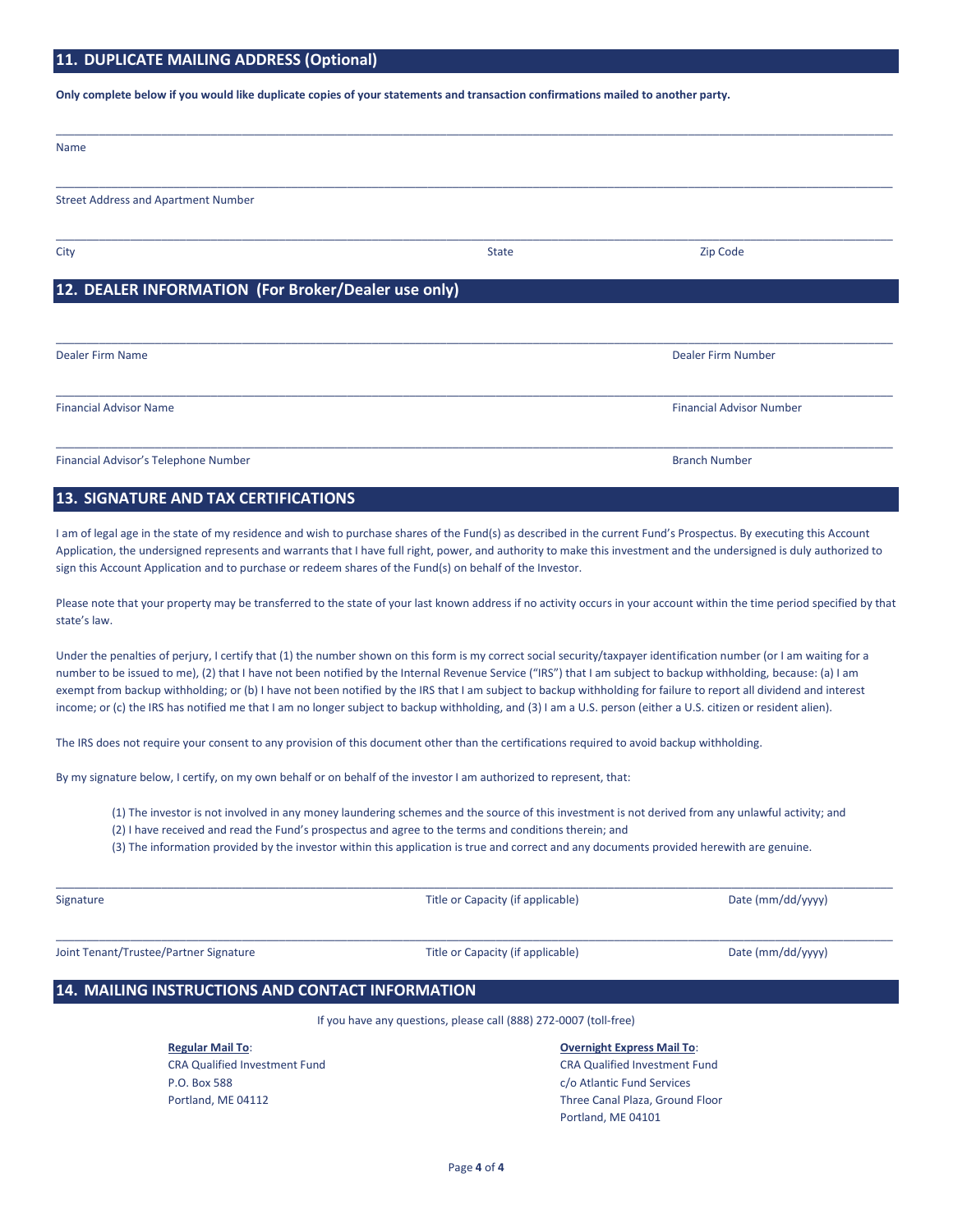## 11. DUPLICATE MAILING ADDRESS (Optional)

**Only complete below if you would like duplicate copies of your statements and transaction confirmations mailed to another party.**

______________________________________________________________________________

Name

______________________________________________________________________________

Street Address and Apartment Number

______________________________________________________________________________

City State Zip Code

## 12. DEALER INFORMATION (For Broker/Dealer use only)

______________________________________________________________________________

Dealer Firm Name Dealer Firm Number

______________________________________________________________________________

Financial Advisor Name Financial Advisor Number

______________________________________________________________________________

Financial Advisor's Telephone Number Branch Number

## 13. SIGNATURE AND TAX CERTIFICATIONS

I am of legal age in the state of my residence and wish to purchase shares of the Fund(s) as described in the current Fund's Prospectus. By executing this Account Application, the undersigned represents and warrants that I have full right, power, and authority to make this investment and the undersigned is duly authorized to sign this Account Application and to purchase or redeem shares of the Fund(s) on behalf of the Investor.

Please note that your property may be transferred to the state of your last known address if no activity occurs in your account within the time period specified by that state's law.

Under the penalties of perjury, I certify that (1) the number shown on this form is my correct social security/taxpayer identification number (or I am waiting for a number to be issued to me), (2) that I have not been notified by the Internal Revenue Service ("IRS") that I am subject to backup withholding, because: (a) I am exempt from backup withholding; or (b) I have not been notified by the IRS that I am subject to backup withholding for failure to report all dividend and interest income; or (c) the IRS has notified me that I am no longer subject to backup withholding, and (3) I am a U.S. person (either a U.S. citizen or resident alien).

The IRS does not require your consent to any provision of this document other than the certifications required to avoid backup withholding.

By my signature below, I certify, on my own behalf or on behalf of the investor I am authorized to represent, that:

(1) The investor is not involved in any money laundering schemes and the source of this investment is not derived from any unlawful activity; and
(2) I have received and read the Fund's prospectus and agree to the terms and conditions therein; and
(3) The information provided by the investor within this application is true and correct and any documents provided herewith are genuine.

______________________________________________________________________________

Signature Title or Capacity (if applicable) Date (mm/dd/yyyy)

______________________________________________________________________________

Joint Tenant/Trustee/Partner Signature Title or Capacity (if applicable) Date (mm/dd/yyyy)

## 14. MAILING INSTRUCTIONS AND CONTACT INFORMATION

If you have any questions, please call (888) 272-0007 (toll-free)

**Regular Mail To**:
CRA Qualified Investment Fund
P.O. Box 588
Portland, ME 04112

**Overnight Express Mail To**:
CRA Qualified Investment Fund
c/o Atlantic Fund Services
Three Canal Plaza, Ground Floor
Portland, ME 04101